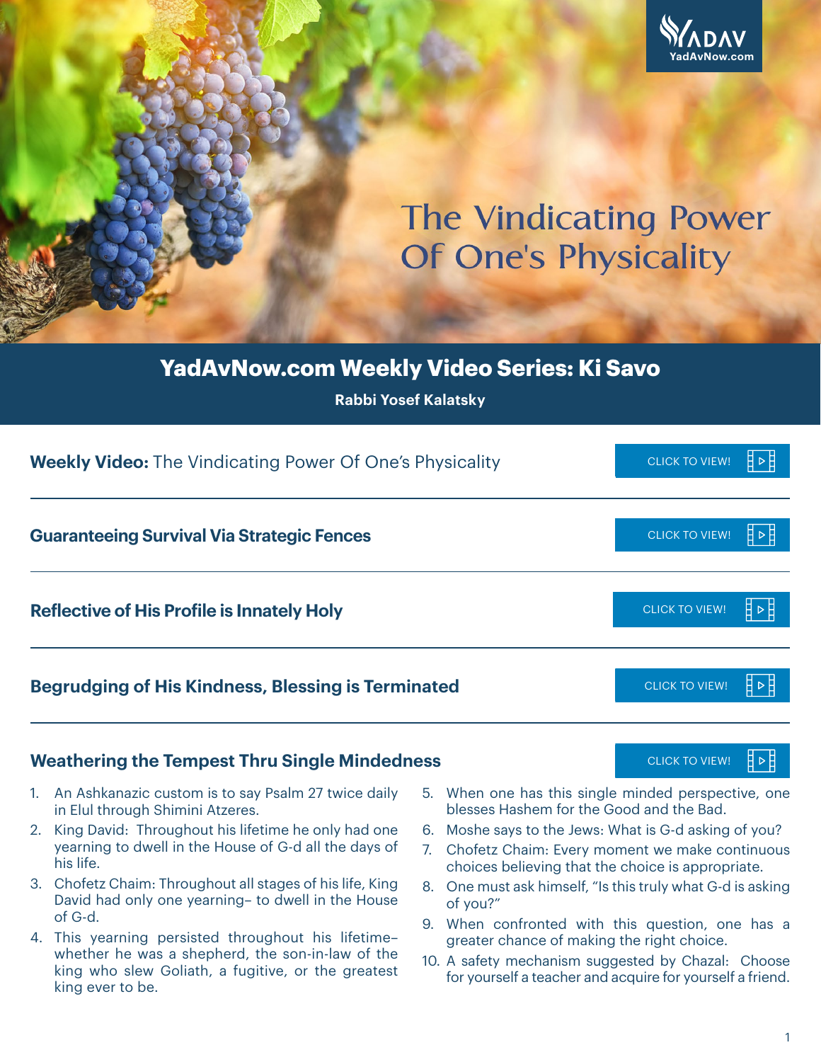YADAV
YadAvNow.com

# The Vindicating Power Of One's Physicality

## YadAvNow.com Weekly Video Series: Ki Savo

**Rabbi Yosef Kalatsky**

**Weekly Video:** The Vindicating Power Of One's Physicality — CLICK TO VIEW!

### Guaranteeing Survival Via Strategic Fences

CLICK TO VIEW!

### Reflective of His Profile is Innately Holy

CLICK TO VIEW!

### Begrudging of His Kindness, Blessing is Terminated

CLICK TO VIEW!

### Weathering the Tempest Thru Single Mindedness

CLICK TO VIEW!

1. An Ashkanazic custom is to say Psalm 27 twice daily in Elul through Shimini Atzeres.
2. King David: Throughout his lifetime he only had one yearning to dwell in the House of G-d all the days of his life.
3. Chofetz Chaim: Throughout all stages of his life, King David had only one yearning– to dwell in the House of G-d.
4. This yearning persisted throughout his lifetime– whether he was a shepherd, the son-in-law of the king who slew Goliath, a fugitive, or the greatest king ever to be.
5. When one has this single minded perspective, one blesses Hashem for the Good and the Bad.
6. Moshe says to the Jews: What is G-d asking of you?
7. Chofetz Chaim: Every moment we make continuous choices believing that the choice is appropriate.
8. One must ask himself, "Is this truly what G-d is asking of you?"
9. When confronted with this question, one has a greater chance of making the right choice.
10. A safety mechanism suggested by Chazal: Choose for yourself a teacher and acquire for yourself a friend.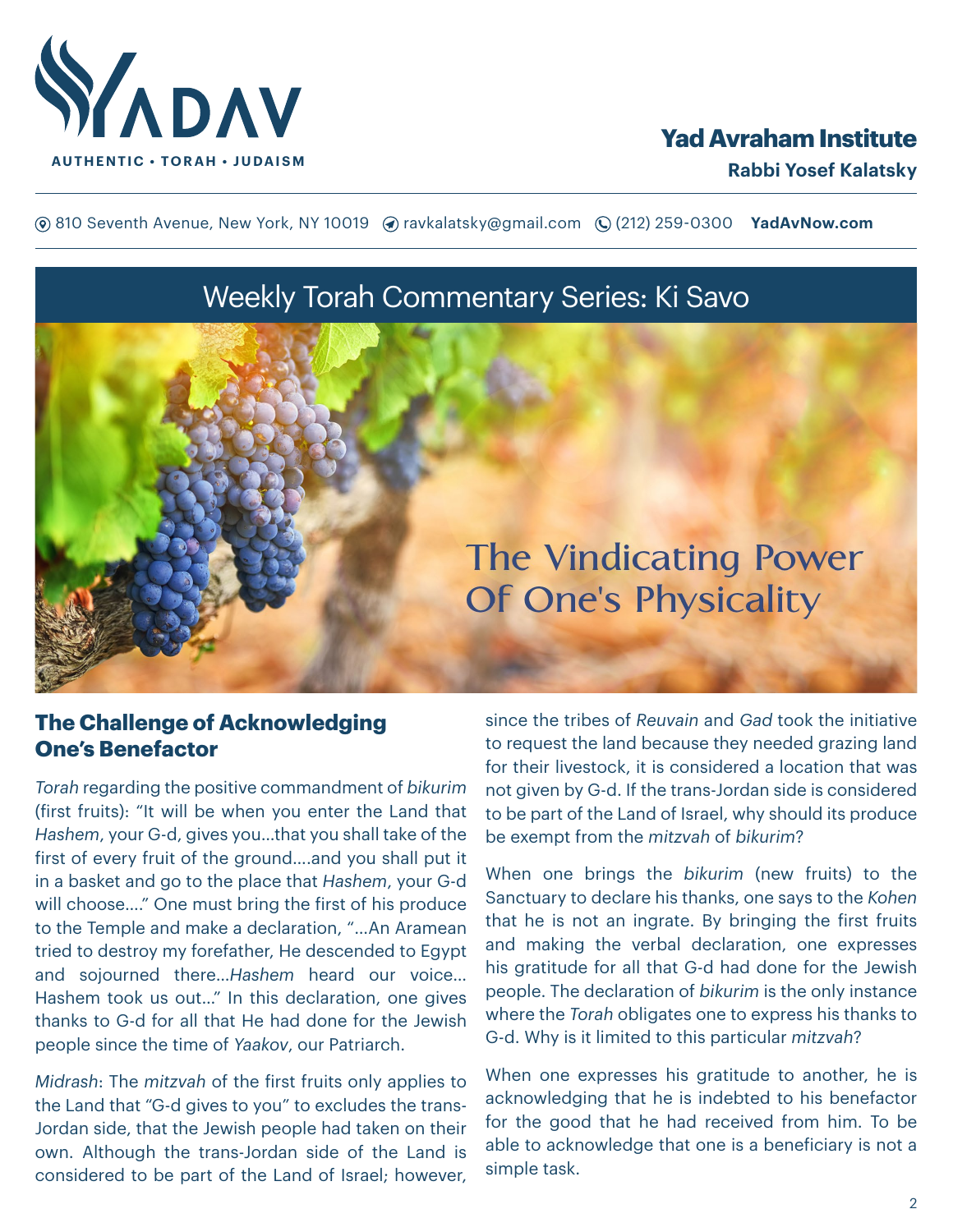# Yad Avraham Institute

**Rabbi Yosef Kalatsky**

810 Seventh Avenue, New York, NY 10019 ravkalatsky@gmail.com (212) 259-0300 **YadAvNow.com**

## Weekly Torah Commentary Series: Ki Savo

# The Vindicating Power Of One's Physicality

### The Challenge of Acknowledging One's Benefactor

*Torah* regarding the positive commandment of *bikurim* (first fruits): "It will be when you enter the Land that *Hashem*, your G-d, gives you…that you shall take of the first of every fruit of the ground….and you shall put it in a basket and go to the place that *Hashem*, your G-d will choose…." One must bring the first of his produce to the Temple and make a declaration, "…An Aramean tried to destroy my forefather, He descended to Egypt and sojourned there…*Hashem* heard our voice… Hashem took us out…" In this declaration, one gives thanks to G-d for all that He had done for the Jewish people since the time of *Yaakov*, our Patriarch.

*Midrash*: The *mitzvah* of the first fruits only applies to the Land that "G-d gives to you" to excludes the trans-Jordan side, that the Jewish people had taken on their own. Although the trans-Jordan side of the Land is considered to be part of the Land of Israel; however, since the tribes of *Reuvain* and *Gad* took the initiative to request the land because they needed grazing land for their livestock, it is considered a location that was not given by G-d. If the trans-Jordan side is considered to be part of the Land of Israel, why should its produce be exempt from the *mitzvah* of *bikurim*?

When one brings the *bikurim* (new fruits) to the Sanctuary to declare his thanks, one says to the *Kohen* that he is not an ingrate. By bringing the first fruits and making the verbal declaration, one expresses his gratitude for all that G-d had done for the Jewish people. The declaration of *bikurim* is the only instance where the *Torah* obligates one to express his thanks to G-d. Why is it limited to this particular *mitzvah*?

When one expresses his gratitude to another, he is acknowledging that he is indebted to his benefactor for the good that he had received from him. To be able to acknowledge that one is a beneficiary is not a simple task.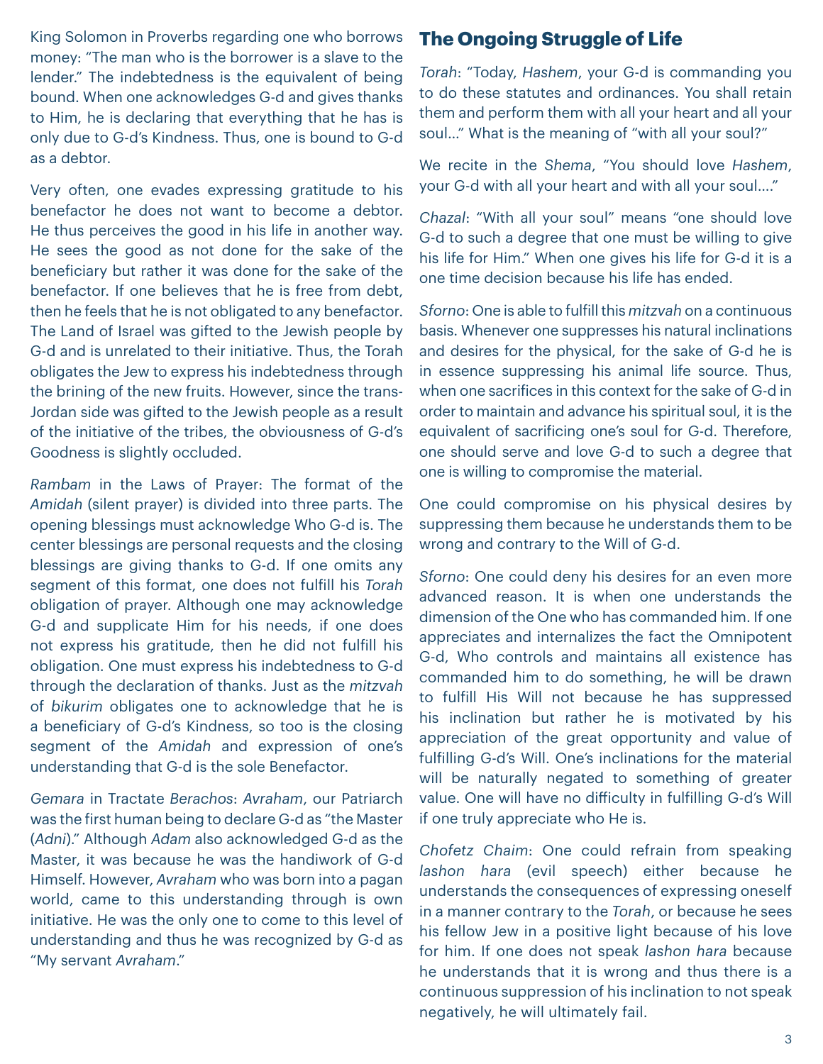King Solomon in Proverbs regarding one who borrows money: "The man who is the borrower is a slave to the lender." The indebtedness is the equivalent of being bound. When one acknowledges G-d and gives thanks to Him, he is declaring that everything that he has is only due to G-d's Kindness. Thus, one is bound to G-d as a debtor.

Very often, one evades expressing gratitude to his benefactor he does not want to become a debtor. He thus perceives the good in his life in another way. He sees the good as not done for the sake of the beneficiary but rather it was done for the sake of the benefactor. If one believes that he is free from debt, then he feels that he is not obligated to any benefactor. The Land of Israel was gifted to the Jewish people by G-d and is unrelated to their initiative. Thus, the Torah obligates the Jew to express his indebtedness through the brining of the new fruits. However, since the trans-Jordan side was gifted to the Jewish people as a result of the initiative of the tribes, the obviousness of G-d's Goodness is slightly occluded.

*Rambam* in the Laws of Prayer: The format of the *Amidah* (silent prayer) is divided into three parts. The opening blessings must acknowledge Who G-d is. The center blessings are personal requests and the closing blessings are giving thanks to G-d. If one omits any segment of this format, one does not fulfill his *Torah* obligation of prayer. Although one may acknowledge G-d and supplicate Him for his needs, if one does not express his gratitude, then he did not fulfill his obligation. One must express his indebtedness to G-d through the declaration of thanks. Just as the *mitzvah* of *bikurim* obligates one to acknowledge that he is a beneficiary of G-d's Kindness, so too is the closing segment of the *Amidah* and expression of one's understanding that G-d is the sole Benefactor.

*Gemara* in Tractate *Berachos*: *Avraham*, our Patriarch was the first human being to declare G-d as "the Master (*Adni*)." Although *Adam* also acknowledged G-d as the Master, it was because he was the handiwork of G-d Himself. However, *Avraham* who was born into a pagan world, came to this understanding through is own initiative. He was the only one to come to this level of understanding and thus he was recognized by G-d as "My servant *Avraham*."

## The Ongoing Struggle of Life

*Torah*: "Today, *Hashem*, your G-d is commanding you to do these statutes and ordinances. You shall retain them and perform them with all your heart and all your soul..." What is the meaning of "with all your soul?"

We recite in the *Shema*, "You should love *Hashem*, your G-d with all your heart and with all your soul...."

*Chazal*: "With all your soul" means "one should love G-d to such a degree that one must be willing to give his life for Him." When one gives his life for G-d it is a one time decision because his life has ended.

*Sforno*: One is able to fulfill this *mitzvah* on a continuous basis. Whenever one suppresses his natural inclinations and desires for the physical, for the sake of G-d he is in essence suppressing his animal life source. Thus, when one sacrifices in this context for the sake of G-d in order to maintain and advance his spiritual soul, it is the equivalent of sacrificing one's soul for G-d. Therefore, one should serve and love G-d to such a degree that one is willing to compromise the material.

One could compromise on his physical desires by suppressing them because he understands them to be wrong and contrary to the Will of G-d.

*Sforno*: One could deny his desires for an even more advanced reason. It is when one understands the dimension of the One who has commanded him. If one appreciates and internalizes the fact the Omnipotent G-d, Who controls and maintains all existence has commanded him to do something, he will be drawn to fulfill His Will not because he has suppressed his inclination but rather he is motivated by his appreciation of the great opportunity and value of fulfilling G-d's Will. One's inclinations for the material will be naturally negated to something of greater value. One will have no difficulty in fulfilling G-d's Will if one truly appreciate who He is.

*Chofetz Chaim*: One could refrain from speaking *lashon hara* (evil speech) either because he understands the consequences of expressing oneself in a manner contrary to the *Torah*, or because he sees his fellow Jew in a positive light because of his love for him. If one does not speak *lashon hara* because he understands that it is wrong and thus there is a continuous suppression of his inclination to not speak negatively, he will ultimately fail.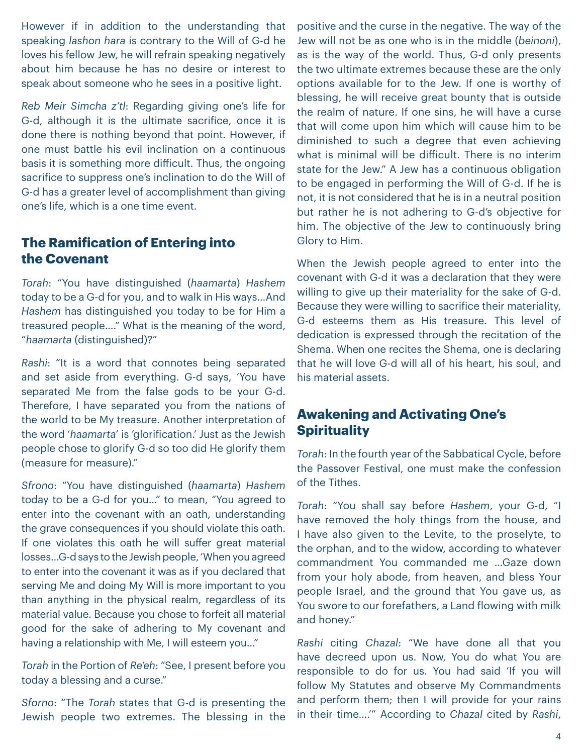However if in addition to the understanding that speaking *lashon hara* is contrary to the Will of G-d he loves his fellow Jew, he will refrain speaking negatively about him because he has no desire or interest to speak about someone who he sees in a positive light.

*Reb Meir Simcha z'tl*: Regarding giving one's life for G-d, although it is the ultimate sacrifice, once it is done there is nothing beyond that point. However, if one must battle his evil inclination on a continuous basis it is something more difficult. Thus, the ongoing sacrifice to suppress one's inclination to do the Will of G-d has a greater level of accomplishment than giving one's life, which is a one time event.

## The Ramification of Entering into the Covenant

*Torah*: "You have distinguished (*haamarta*) *Hashem* today to be a G-d for you, and to walk in His ways…And *Hashem* has distinguished you today to be for Him a treasured people…." What is the meaning of the word, "*haamarta* (distinguished)?"

*Rashi*: "It is a word that connotes being separated and set aside from everything. G-d says, 'You have separated Me from the false gods to be your G-d. Therefore, I have separated you from the nations of the world to be My treasure. Another interpretation of the word '*haamarta*' is 'glorification.' Just as the Jewish people chose to glorify G-d so too did He glorify them (measure for measure)."

*Sfrono*: "You have distinguished (*haamarta*) *Hashem* today to be a G-d for you…" to mean, "You agreed to enter into the covenant with an oath, understanding the grave consequences if you should violate this oath. If one violates this oath he will suffer great material losses…G-d says to the Jewish people, 'When you agreed to enter into the covenant it was as if you declared that serving Me and doing My Will is more important to you than anything in the physical realm, regardless of its material value. Because you chose to forfeit all material good for the sake of adhering to My covenant and having a relationship with Me, I will esteem you…"

*Torah* in the Portion of *Re'eh*: "See, I present before you today a blessing and a curse."

*Sforno*: "The *Torah* states that G-d is presenting the Jewish people two extremes. The blessing in the positive and the curse in the negative. The way of the Jew will not be as one who is in the middle (*beinoni*), as is the way of the world. Thus, G-d only presents the two ultimate extremes because these are the only options available for to the Jew. If one is worthy of blessing, he will receive great bounty that is outside the realm of nature. If one sins, he will have a curse that will come upon him which will cause him to be diminished to such a degree that even achieving what is minimal will be difficult. There is no interim state for the Jew." A Jew has a continuous obligation to be engaged in performing the Will of G-d. If he is not, it is not considered that he is in a neutral position but rather he is not adhering to G-d's objective for him. The objective of the Jew to continuously bring Glory to Him.

When the Jewish people agreed to enter into the covenant with G-d it was a declaration that they were willing to give up their materiality for the sake of G-d. Because they were willing to sacrifice their materiality, G-d esteems them as His treasure. This level of dedication is expressed through the recitation of the Shema. When one recites the Shema, one is declaring that he will love G-d will all of his heart, his soul, and his material assets.

## Awakening and Activating One's Spirituality

*Torah*: In the fourth year of the Sabbatical Cycle, before the Passover Festival, one must make the confession of the Tithes.

*Torah*: "You shall say before *Hashem*, your G-d, "I have removed the holy things from the house, and I have also given to the Levite, to the proselyte, to the orphan, and to the widow, according to whatever commandment You commanded me …Gaze down from your holy abode, from heaven, and bless Your people Israel, and the ground that You gave us, as You swore to our forefathers, a Land flowing with milk and honey."

*Rashi* citing *Chazal*: "We have done all that you have decreed upon us. Now, You do what You are responsible to do for us. You had said 'If you will follow My Statutes and observe My Commandments and perform them; then I will provide for your rains in their time….'" According to *Chazal* cited by *Rashi*,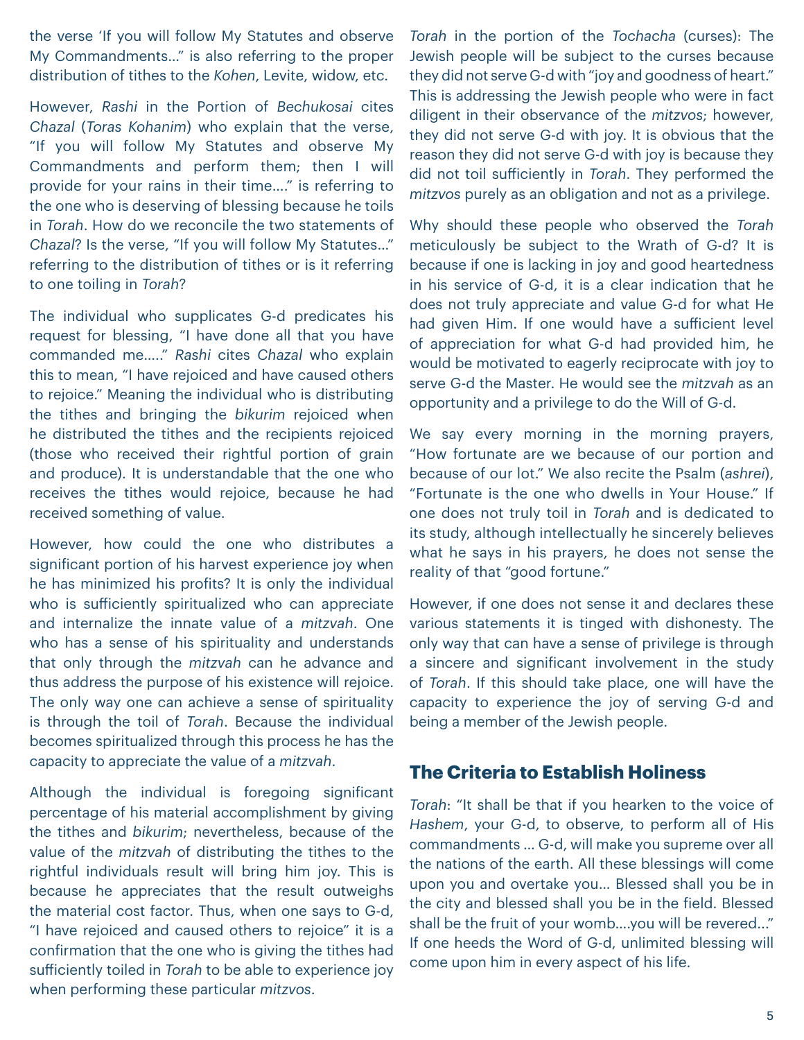the verse 'If you will follow My Statutes and observe My Commandments…" is also referring to the proper distribution of tithes to the *Kohen*, Levite, widow, etc.

However, *Rashi* in the Portion of *Bechukosai* cites *Chazal* (*Toras Kohanim*) who explain that the verse, "If you will follow My Statutes and observe My Commandments and perform them; then I will provide for your rains in their time…." is referring to the one who is deserving of blessing because he toils in *Torah*. How do we reconcile the two statements of *Chazal*? Is the verse, "If you will follow My Statutes…" referring to the distribution of tithes or is it referring to one toiling in *Torah*?

The individual who supplicates G-d predicates his request for blessing, "I have done all that you have commanded me….." *Rashi* cites *Chazal* who explain this to mean, "I have rejoiced and have caused others to rejoice." Meaning the individual who is distributing the tithes and bringing the *bikurim* rejoiced when he distributed the tithes and the recipients rejoiced (those who received their rightful portion of grain and produce). It is understandable that the one who receives the tithes would rejoice, because he had received something of value.

However, how could the one who distributes a significant portion of his harvest experience joy when he has minimized his profits? It is only the individual who is sufficiently spiritualized who can appreciate and internalize the innate value of a *mitzvah*. One who has a sense of his spirituality and understands that only through the *mitzvah* can he advance and thus address the purpose of his existence will rejoice. The only way one can achieve a sense of spirituality is through the toil of *Torah*. Because the individual becomes spiritualized through this process he has the capacity to appreciate the value of a *mitzvah*.

Although the individual is foregoing significant percentage of his material accomplishment by giving the tithes and *bikurim*; nevertheless, because of the value of the *mitzvah* of distributing the tithes to the rightful individuals result will bring him joy. This is because he appreciates that the result outweighs the material cost factor. Thus, when one says to G-d, "I have rejoiced and caused others to rejoice" it is a confirmation that the one who is giving the tithes had sufficiently toiled in *Torah* to be able to experience joy when performing these particular *mitzvos*.

*Torah* in the portion of the *Tochacha* (curses): The Jewish people will be subject to the curses because they did not serve G-d with "joy and goodness of heart." This is addressing the Jewish people who were in fact diligent in their observance of the *mitzvos*; however, they did not serve G-d with joy. It is obvious that the reason they did not serve G-d with joy is because they did not toil sufficiently in *Torah*. They performed the *mitzvos* purely as an obligation and not as a privilege.

Why should these people who observed the *Torah* meticulously be subject to the Wrath of G-d? It is because if one is lacking in joy and good heartedness in his service of G-d, it is a clear indication that he does not truly appreciate and value G-d for what He had given Him. If one would have a sufficient level of appreciation for what G-d had provided him, he would be motivated to eagerly reciprocate with joy to serve G-d the Master. He would see the *mitzvah* as an opportunity and a privilege to do the Will of G-d.

We say every morning in the morning prayers, "How fortunate are we because of our portion and because of our lot." We also recite the Psalm (*ashrei*), "Fortunate is the one who dwells in Your House." If one does not truly toil in *Torah* and is dedicated to its study, although intellectually he sincerely believes what he says in his prayers, he does not sense the reality of that "good fortune."

However, if one does not sense it and declares these various statements it is tinged with dishonesty. The only way that can have a sense of privilege is through a sincere and significant involvement in the study of *Torah*. If this should take place, one will have the capacity to experience the joy of serving G-d and being a member of the Jewish people.

## The Criteria to Establish Holiness

*Torah*: "It shall be that if you hearken to the voice of *Hashem*, your G-d, to observe, to perform all of His commandments … G-d, will make you supreme over all the nations of the earth. All these blessings will come upon you and overtake you… Blessed shall you be in the city and blessed shall you be in the field. Blessed shall be the fruit of your womb….you will be revered…" If one heeds the Word of G-d, unlimited blessing will come upon him in every aspect of his life.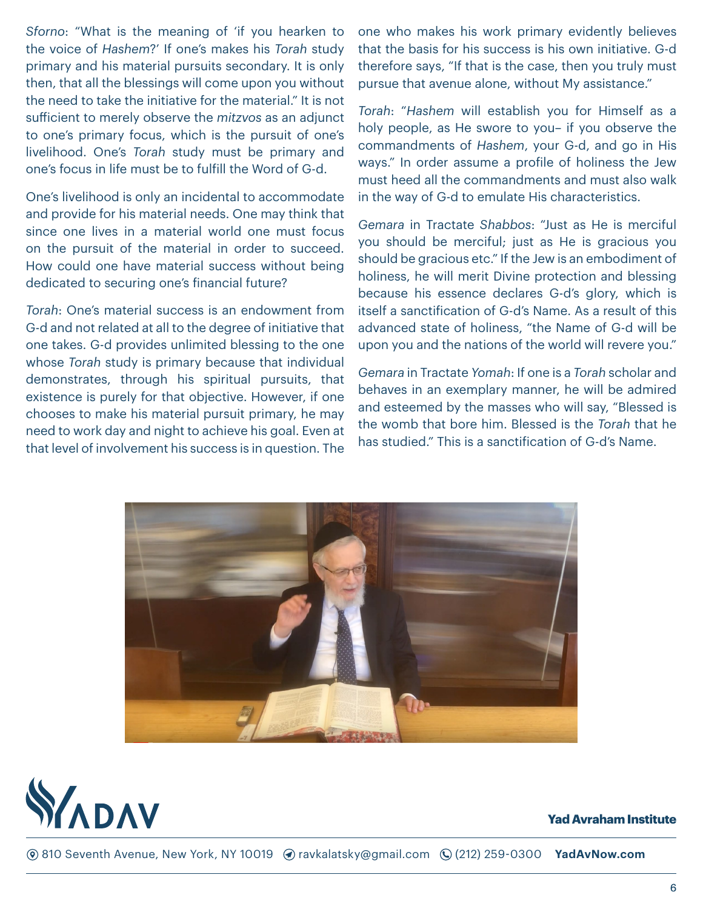*Sforno*: "What is the meaning of 'if you hearken to the voice of *Hashem*?' If one's makes his *Torah* study primary and his material pursuits secondary. It is only then, that all the blessings will come upon you without the need to take the initiative for the material." It is not sufficient to merely observe the *mitzvos* as an adjunct to one's primary focus, which is the pursuit of one's livelihood. One's *Torah* study must be primary and one's focus in life must be to fulfill the Word of G-d.

One's livelihood is only an incidental to accommodate and provide for his material needs. One may think that since one lives in a material world one must focus on the pursuit of the material in order to succeed. How could one have material success without being dedicated to securing one's financial future?

*Torah*: One's material success is an endowment from G-d and not related at all to the degree of initiative that one takes. G-d provides unlimited blessing to the one whose *Torah* study is primary because that individual demonstrates, through his spiritual pursuits, that existence is purely for that objective. However, if one chooses to make his material pursuit primary, he may need to work day and night to achieve his goal. Even at that level of involvement his success is in question. The one who makes his work primary evidently believes that the basis for his success is his own initiative. G-d therefore says, "If that is the case, then you truly must pursue that avenue alone, without My assistance."

*Torah*: "*Hashem* will establish you for Himself as a holy people, as He swore to you– if you observe the commandments of *Hashem*, your G-d, and go in His ways." In order assume a profile of holiness the Jew must heed all the commandments and must also walk in the way of G-d to emulate His characteristics.

*Gemara* in Tractate *Shabbos*: "Just as He is merciful you should be merciful; just as He is gracious you should be gracious etc." If the Jew is an embodiment of holiness, he will merit Divine protection and blessing because his essence declares G-d's glory, which is itself a sanctification of G-d's Name. As a result of this advanced state of holiness, "the Name of G-d will be upon you and the nations of the world will revere you."

*Gemara* in Tractate *Yomah*: If one is a *Torah* scholar and behaves in an exemplary manner, he will be admired and esteemed by the masses who will say, "Blessed is the womb that bore him. Blessed is the *Torah* that he has studied." This is a sanctification of G-d's Name.

YADAV

**Yad Avraham Institute**

810 Seventh Avenue, New York, NY 10019 ravkalatsky@gmail.com (212) 259-0300 **YadAvNow.com**